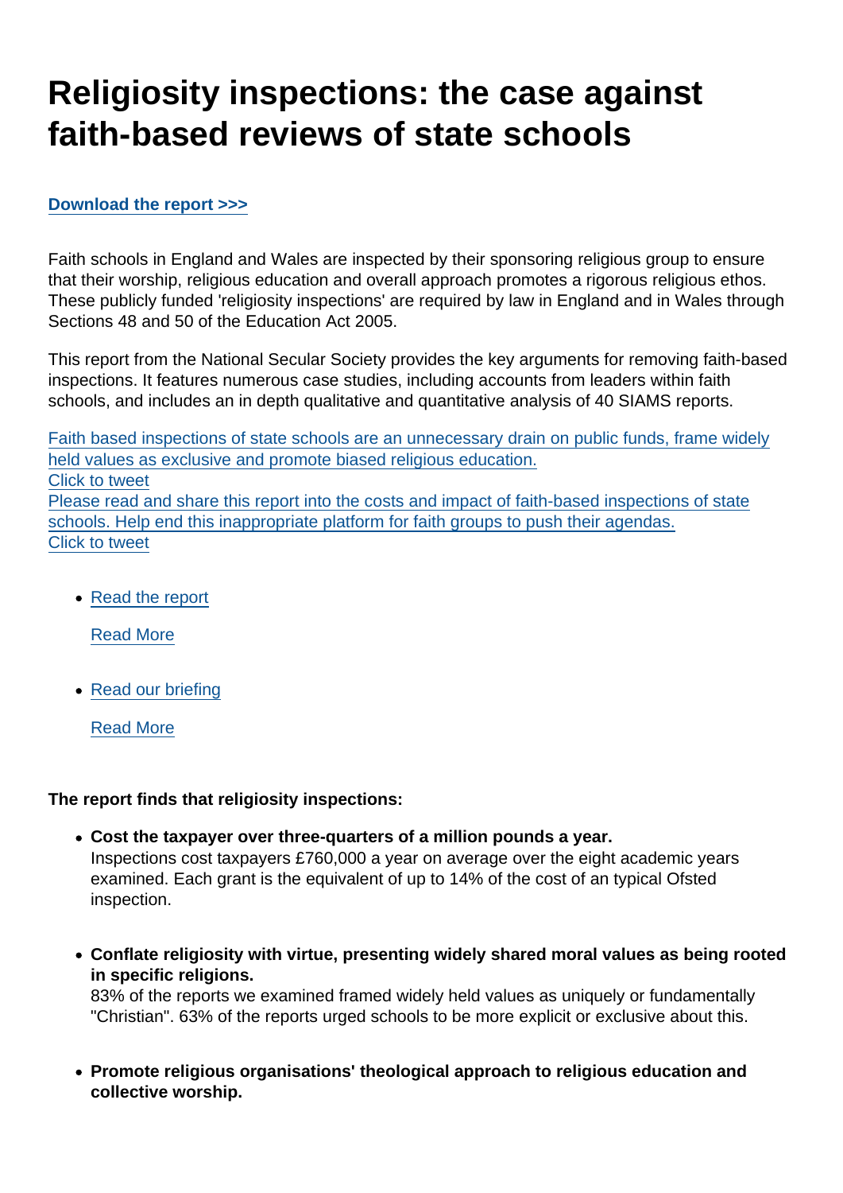# Religiosity inspections: the case against faith-based reviews of state schools

**Download the report >>>**

Faith schools in England and Wales are inspected by their sponsoring religious group to ensure that their worship, religious education and overall approach promotes a rigorous religious ethos. These publicly funded 'religiosity inspections' are required by law in England and in Wales through Sections 48 and 50 of the Education Act 2005.

This report from the National Secular Society provides the key arguments for removing faith-based inspections. It features numerous case studies, including accounts from leaders within faith schools, and includes an in depth qualitative and quantitative analysis of 40 SIAMS reports.

Faith based inspections of state schools are an unnecessary drain on public funds, frame widely held values as exclusive and promote biased religious education.
Click to tweet
Please read and share this report into the costs and impact of faith-based inspections of state schools. Help end this inappropriate platform for faith groups to push their agendas.
Click to tweet

- Read the report

  Read More

- Read our briefing

  Read More

**The report finds that religiosity inspections:**

- **Cost the taxpayer over three-quarters of a million pounds a year.**
  Inspections cost taxpayers £760,000 a year on average over the eight academic years examined. Each grant is the equivalent of up to 14% of the cost of an typical Ofsted inspection.

- **Conflate religiosity with virtue, presenting widely shared moral values as being rooted in specific religions.**
  83% of the reports we examined framed widely held values as uniquely or fundamentally "Christian". 63% of the reports urged schools to be more explicit or exclusive about this.

- **Promote religious organisations' theological approach to religious education and collective worship.**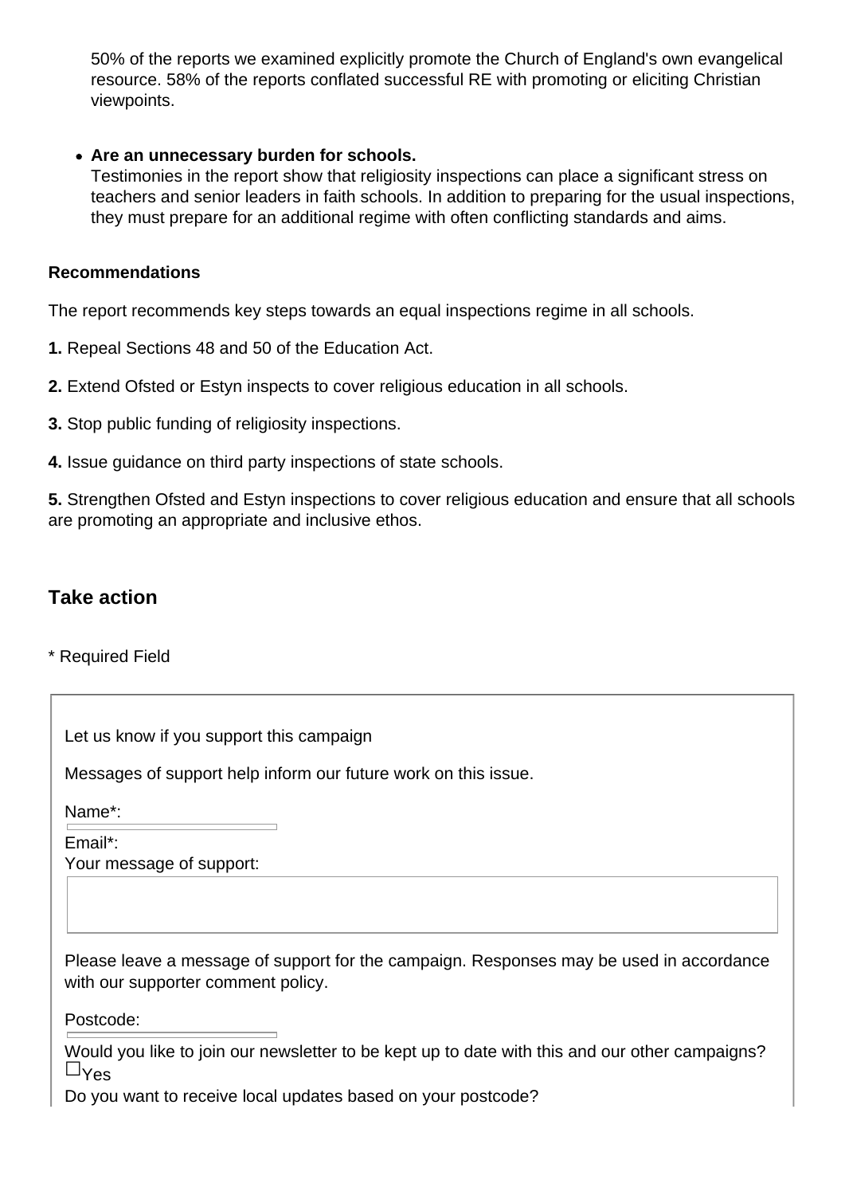50% of the reports we examined explicitly promote the Church of England's own evangelical resource. 58% of the reports conflated successful RE with promoting or eliciting Christian viewpoints.

- **Are an unnecessary burden for schools.**
  Testimonies in the report show that religiosity inspections can place a significant stress on teachers and senior leaders in faith schools. In addition to preparing for the usual inspections, they must prepare for an additional regime with often conflicting standards and aims.

**Recommendations**

The report recommends key steps towards an equal inspections regime in all schools.

**1.** Repeal Sections 48 and 50 of the Education Act.

**2.** Extend Ofsted or Estyn inspects to cover religious education in all schools.

**3.** Stop public funding of religiosity inspections.

**4.** Issue guidance on third party inspections of state schools.

**5.** Strengthen Ofsted and Estyn inspections to cover religious education and ensure that all schools are promoting an appropriate and inclusive ethos.

## Take action

* Required Field

Let us know if you support this campaign

Messages of support help inform our future work on this issue.

Name*:

Email*:

Your message of support:

Please leave a message of support for the campaign. Responses may be used in accordance with our supporter comment policy.

Postcode:

Would you like to join our newsletter to be kept up to date with this and our other campaigns?

☐ Yes

Do you want to receive local updates based on your postcode?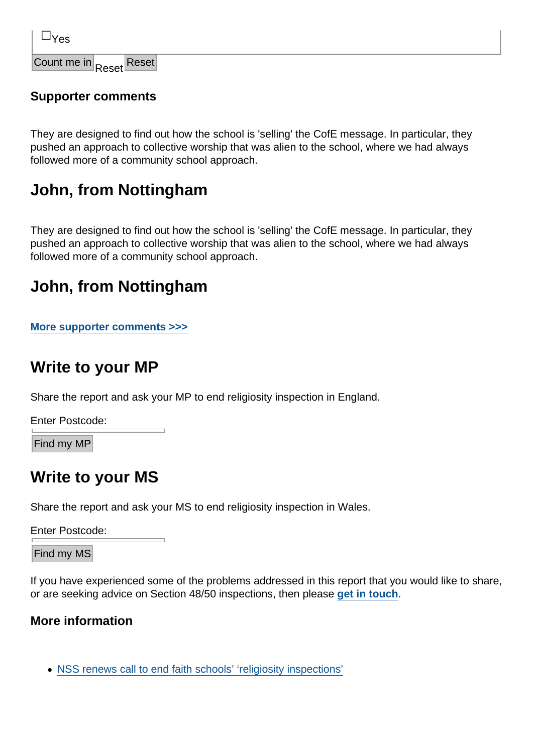☐Yes

Count me in Reset Reset

### Supporter comments

They are designed to find out how the school is 'selling' the CofE message. In particular, they pushed an approach to collective worship that was alien to the school, where we had always followed more of a community school approach.

## John, from Nottingham

They are designed to find out how the school is 'selling' the CofE message. In particular, they pushed an approach to collective worship that was alien to the school, where we had always followed more of a community school approach.

## John, from Nottingham

**More supporter comments >>>**

## Write to your MP

Share the report and ask your MP to end religiosity inspection in England.

Enter Postcode:

Find my MP

## Write to your MS

Share the report and ask your MS to end religiosity inspection in Wales.

Enter Postcode:

Find my MS

If you have experienced some of the problems addressed in this report that you would like to share, or are seeking advice on Section 48/50 inspections, then please **get in touch**.

### More information

- NSS renews call to end faith schools' 'religiosity inspections'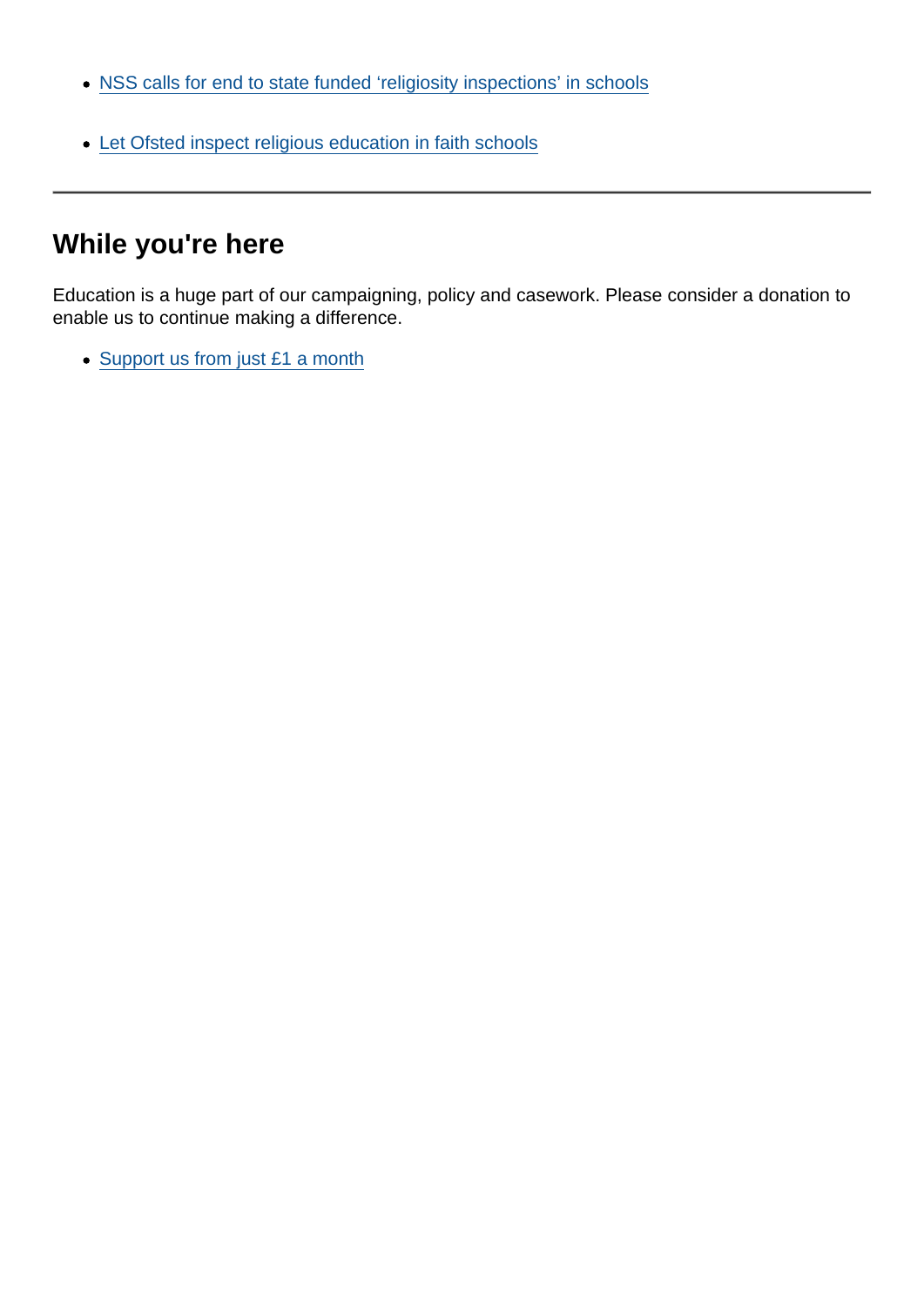- NSS calls for end to state funded ‘religiosity inspections’ in schools
- Let Ofsted inspect religious education in faith schools

---

## While you're here

Education is a huge part of our campaigning, policy and casework. Please consider a donation to enable us to continue making a difference.

- Support us from just £1 a month